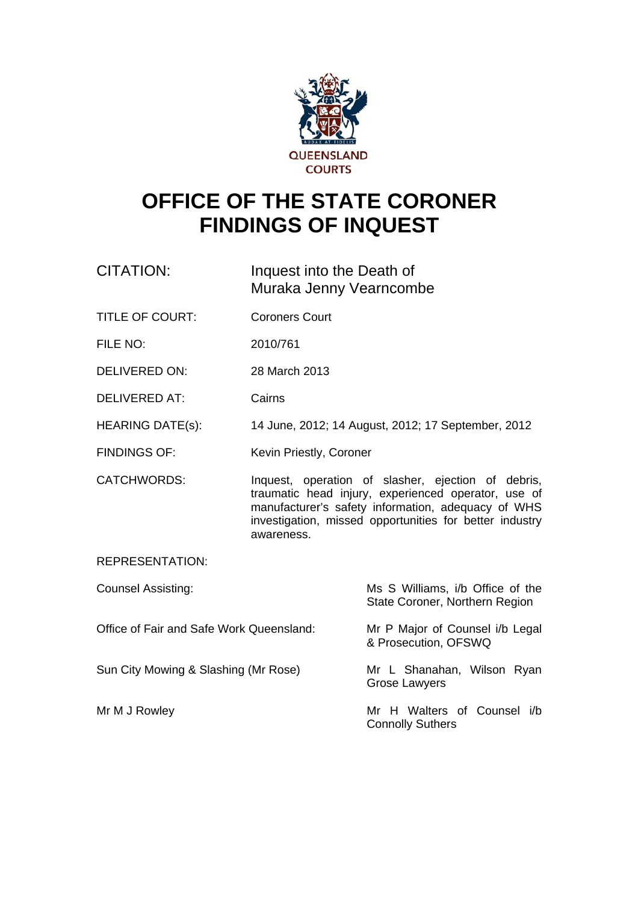QUEENSLAND COURTS

# OFFICE OF THE STATE CORONER FINDINGS OF INQUEST

| | |
|---|---|
| CITATION: | Inquest into the Death of Muraka Jenny Vearncombe |
| TITLE OF COURT: | Coroners Court |
| FILE NO: | 2010/761 |
| DELIVERED ON: | 28 March 2013 |
| DELIVERED AT: | Cairns |
| HEARING DATE(s): | 14 June, 2012; 14 August, 2012; 17 September, 2012 |
| FINDINGS OF: | Kevin Priestly, Coroner |
| CATCHWORDS: | Inquest, operation of slasher, ejection of debris, traumatic head injury, experienced operator, use of manufacturer's safety information, adequacy of WHS investigation, missed opportunities for better industry awareness. |

REPRESENTATION:

| | |
|---|---|
| Counsel Assisting: | Ms S Williams, i/b Office of the State Coroner, Northern Region |
| Office of Fair and Safe Work Queensland: | Mr P Major of Counsel i/b Legal & Prosecution, OFSWQ |
| Sun City Mowing & Slashing (Mr Rose) | Mr L Shanahan, Wilson Ryan Grose Lawyers |
| Mr M J Rowley | Mr H Walters of Counsel i/b Connolly Suthers |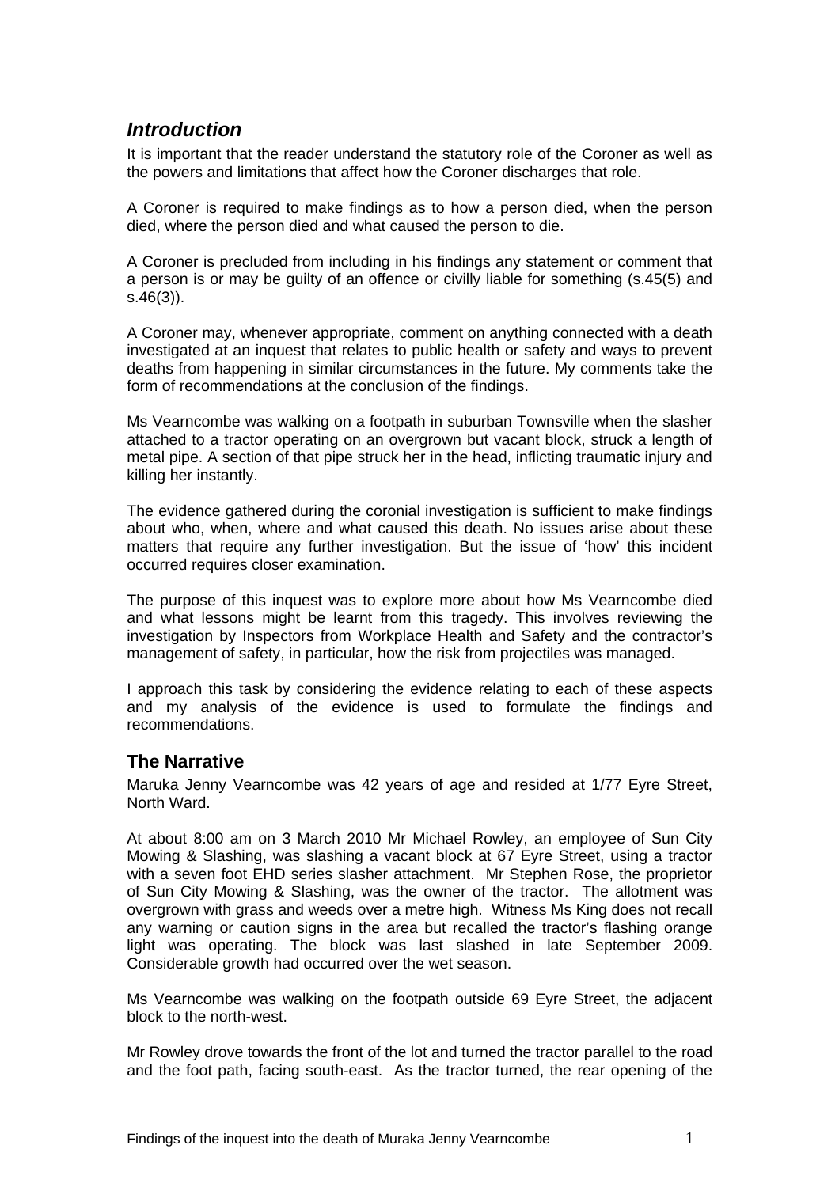## *Introduction*

It is important that the reader understand the statutory role of the Coroner as well as the powers and limitations that affect how the Coroner discharges that role.

A Coroner is required to make findings as to how a person died, when the person died, where the person died and what caused the person to die.

A Coroner is precluded from including in his findings any statement or comment that a person is or may be guilty of an offence or civilly liable for something (s.45(5) and s.46(3)).

A Coroner may, whenever appropriate, comment on anything connected with a death investigated at an inquest that relates to public health or safety and ways to prevent deaths from happening in similar circumstances in the future. My comments take the form of recommendations at the conclusion of the findings.

Ms Vearncombe was walking on a footpath in suburban Townsville when the slasher attached to a tractor operating on an overgrown but vacant block, struck a length of metal pipe. A section of that pipe struck her in the head, inflicting traumatic injury and killing her instantly.

The evidence gathered during the coronial investigation is sufficient to make findings about who, when, where and what caused this death. No issues arise about these matters that require any further investigation. But the issue of 'how' this incident occurred requires closer examination.

The purpose of this inquest was to explore more about how Ms Vearncombe died and what lessons might be learnt from this tragedy. This involves reviewing the investigation by Inspectors from Workplace Health and Safety and the contractor's management of safety, in particular, how the risk from projectiles was managed.

I approach this task by considering the evidence relating to each of these aspects and my analysis of the evidence is used to formulate the findings and recommendations.

## The Narrative

Maruka Jenny Vearncombe was 42 years of age and resided at 1/77 Eyre Street, North Ward.

At about 8:00 am on 3 March 2010 Mr Michael Rowley, an employee of Sun City Mowing & Slashing, was slashing a vacant block at 67 Eyre Street, using a tractor with a seven foot EHD series slasher attachment. Mr Stephen Rose, the proprietor of Sun City Mowing & Slashing, was the owner of the tractor. The allotment was overgrown with grass and weeds over a metre high. Witness Ms King does not recall any warning or caution signs in the area but recalled the tractor's flashing orange light was operating. The block was last slashed in late September 2009. Considerable growth had occurred over the wet season.

Ms Vearncombe was walking on the footpath outside 69 Eyre Street, the adjacent block to the north-west.

Mr Rowley drove towards the front of the lot and turned the tractor parallel to the road and the foot path, facing south-east. As the tractor turned, the rear opening of the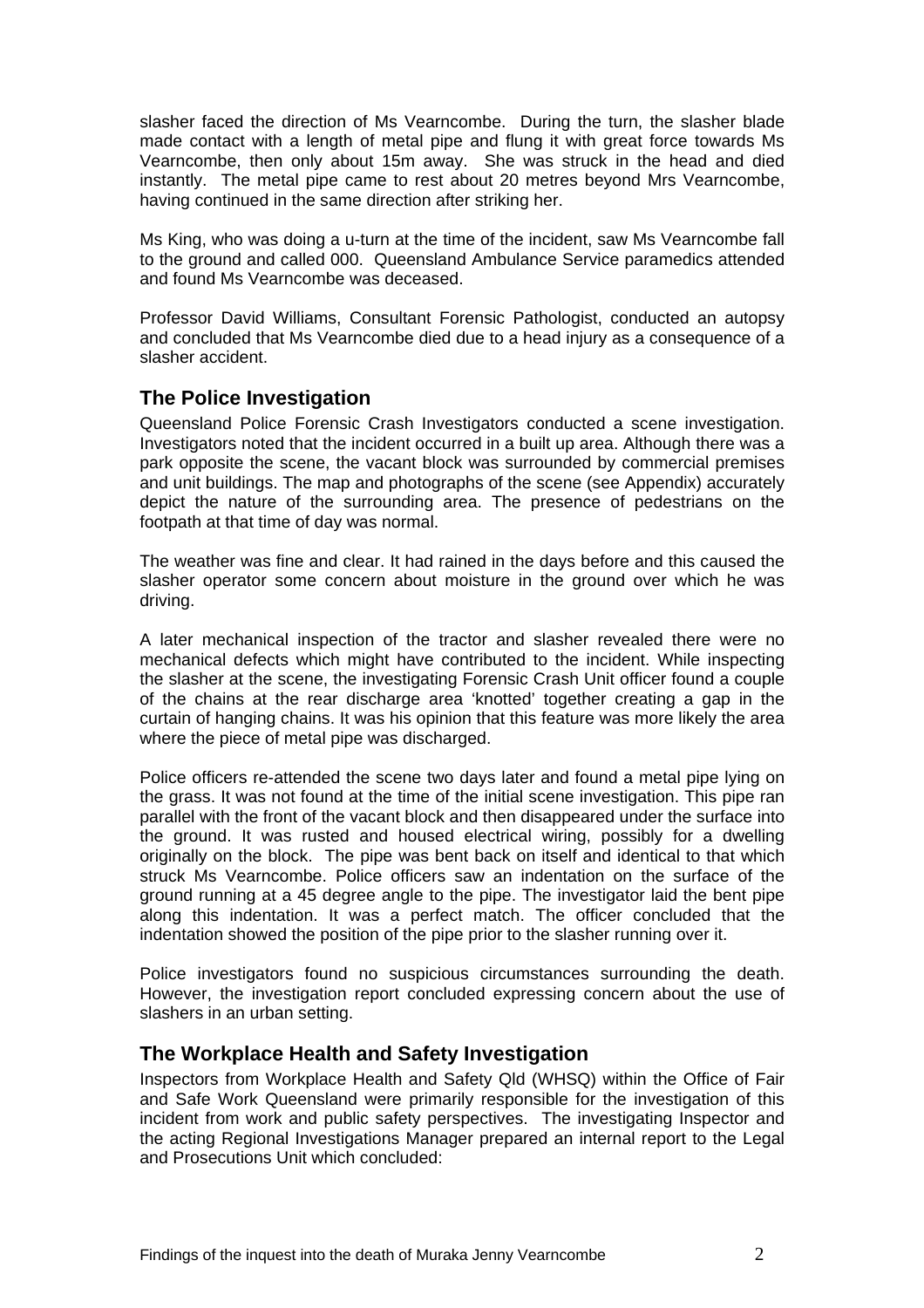slasher faced the direction of Ms Vearncombe. During the turn, the slasher blade made contact with a length of metal pipe and flung it with great force towards Ms Vearncombe, then only about 15m away. She was struck in the head and died instantly. The metal pipe came to rest about 20 metres beyond Mrs Vearncombe, having continued in the same direction after striking her.

Ms King, who was doing a u-turn at the time of the incident, saw Ms Vearncombe fall to the ground and called 000. Queensland Ambulance Service paramedics attended and found Ms Vearncombe was deceased.

Professor David Williams, Consultant Forensic Pathologist, conducted an autopsy and concluded that Ms Vearncombe died due to a head injury as a consequence of a slasher accident.

## The Police Investigation

Queensland Police Forensic Crash Investigators conducted a scene investigation. Investigators noted that the incident occurred in a built up area. Although there was a park opposite the scene, the vacant block was surrounded by commercial premises and unit buildings. The map and photographs of the scene (see Appendix) accurately depict the nature of the surrounding area. The presence of pedestrians on the footpath at that time of day was normal.

The weather was fine and clear. It had rained in the days before and this caused the slasher operator some concern about moisture in the ground over which he was driving.

A later mechanical inspection of the tractor and slasher revealed there were no mechanical defects which might have contributed to the incident. While inspecting the slasher at the scene, the investigating Forensic Crash Unit officer found a couple of the chains at the rear discharge area 'knotted' together creating a gap in the curtain of hanging chains. It was his opinion that this feature was more likely the area where the piece of metal pipe was discharged.

Police officers re-attended the scene two days later and found a metal pipe lying on the grass. It was not found at the time of the initial scene investigation. This pipe ran parallel with the front of the vacant block and then disappeared under the surface into the ground. It was rusted and housed electrical wiring, possibly for a dwelling originally on the block. The pipe was bent back on itself and identical to that which struck Ms Vearncombe. Police officers saw an indentation on the surface of the ground running at a 45 degree angle to the pipe. The investigator laid the bent pipe along this indentation. It was a perfect match. The officer concluded that the indentation showed the position of the pipe prior to the slasher running over it.

Police investigators found no suspicious circumstances surrounding the death. However, the investigation report concluded expressing concern about the use of slashers in an urban setting.

## The Workplace Health and Safety Investigation

Inspectors from Workplace Health and Safety Qld (WHSQ) within the Office of Fair and Safe Work Queensland were primarily responsible for the investigation of this incident from work and public safety perspectives. The investigating Inspector and the acting Regional Investigations Manager prepared an internal report to the Legal and Prosecutions Unit which concluded: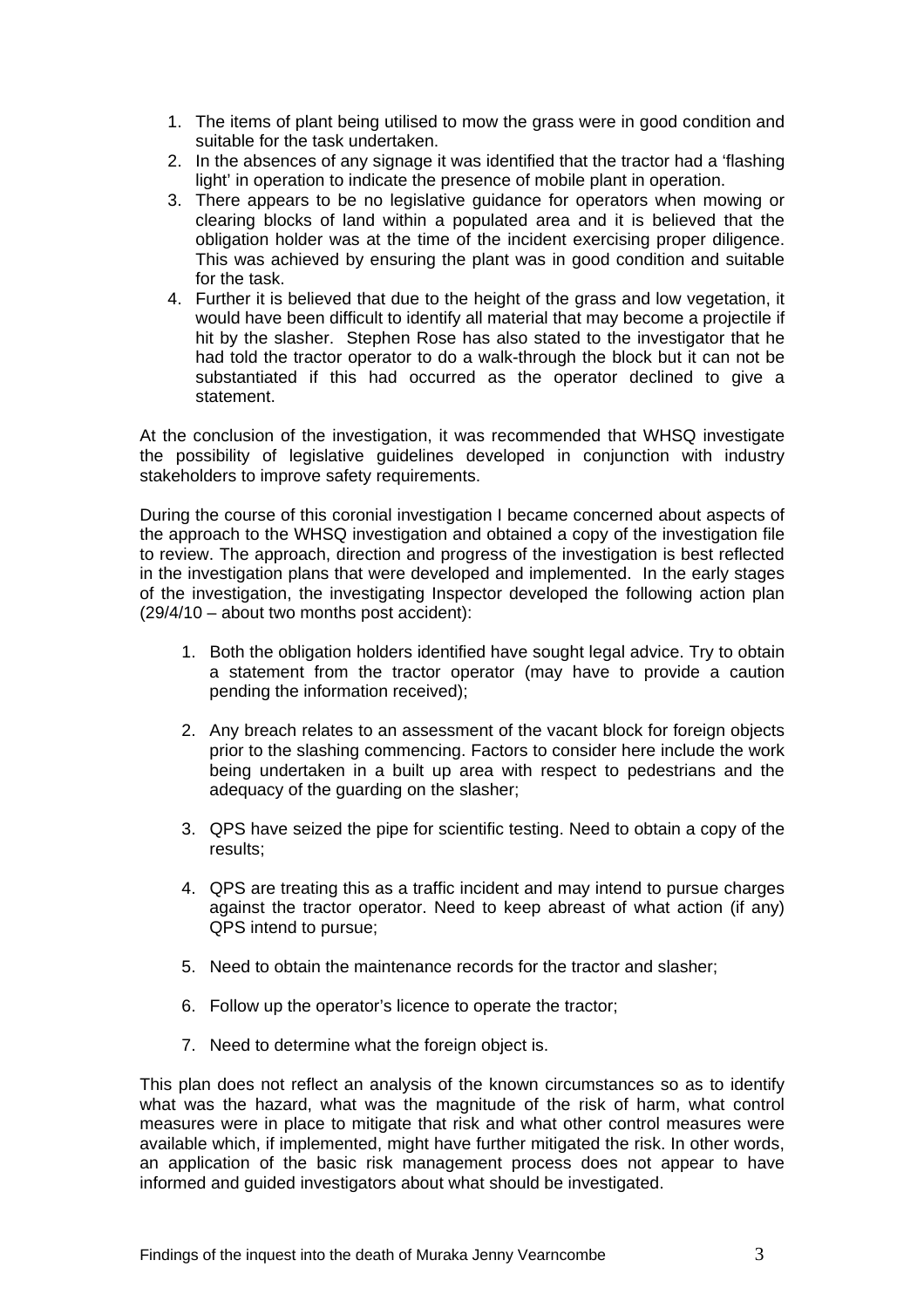1. The items of plant being utilised to mow the grass were in good condition and suitable for the task undertaken.
2. In the absences of any signage it was identified that the tractor had a 'flashing light' in operation to indicate the presence of mobile plant in operation.
3. There appears to be no legislative guidance for operators when mowing or clearing blocks of land within a populated area and it is believed that the obligation holder was at the time of the incident exercising proper diligence. This was achieved by ensuring the plant was in good condition and suitable for the task.
4. Further it is believed that due to the height of the grass and low vegetation, it would have been difficult to identify all material that may become a projectile if hit by the slasher. Stephen Rose has also stated to the investigator that he had told the tractor operator to do a walk-through the block but it can not be substantiated if this had occurred as the operator declined to give a statement.

At the conclusion of the investigation, it was recommended that WHSQ investigate the possibility of legislative guidelines developed in conjunction with industry stakeholders to improve safety requirements.

During the course of this coronial investigation I became concerned about aspects of the approach to the WHSQ investigation and obtained a copy of the investigation file to review. The approach, direction and progress of the investigation is best reflected in the investigation plans that were developed and implemented. In the early stages of the investigation, the investigating Inspector developed the following action plan (29/4/10 – about two months post accident):

1. Both the obligation holders identified have sought legal advice. Try to obtain a statement from the tractor operator (may have to provide a caution pending the information received);

2. Any breach relates to an assessment of the vacant block for foreign objects prior to the slashing commencing. Factors to consider here include the work being undertaken in a built up area with respect to pedestrians and the adequacy of the guarding on the slasher;

3. QPS have seized the pipe for scientific testing. Need to obtain a copy of the results;

4. QPS are treating this as a traffic incident and may intend to pursue charges against the tractor operator. Need to keep abreast of what action (if any) QPS intend to pursue;

5. Need to obtain the maintenance records for the tractor and slasher;

6. Follow up the operator's licence to operate the tractor;

7. Need to determine what the foreign object is.

This plan does not reflect an analysis of the known circumstances so as to identify what was the hazard, what was the magnitude of the risk of harm, what control measures were in place to mitigate that risk and what other control measures were available which, if implemented, might have further mitigated the risk. In other words, an application of the basic risk management process does not appear to have informed and guided investigators about what should be investigated.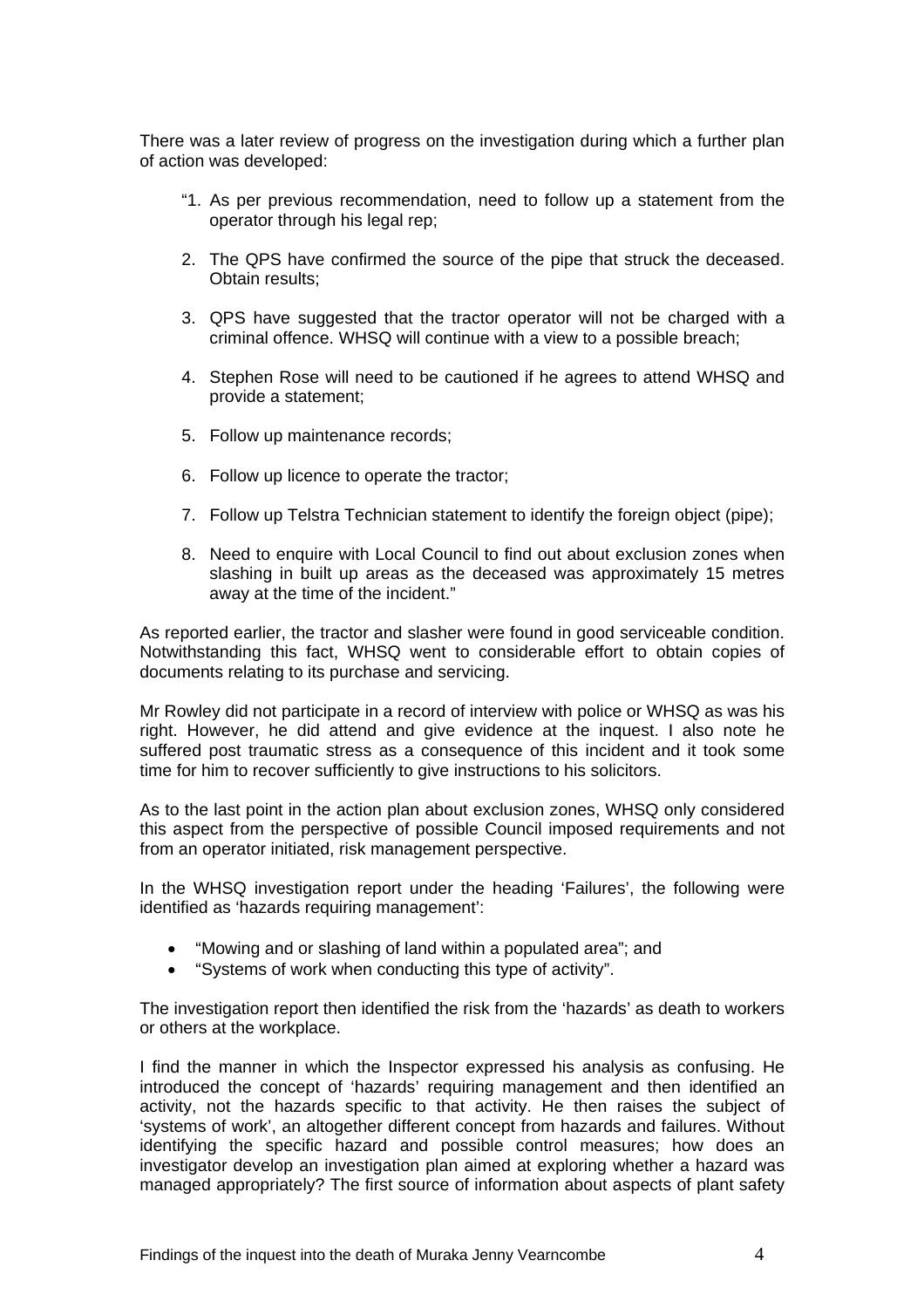There was a later review of progress on the investigation during which a further plan of action was developed:

> "1. As per previous recommendation, need to follow up a statement from the operator through his legal rep;
>
> 2. The QPS have confirmed the source of the pipe that struck the deceased. Obtain results;
>
> 3. QPS have suggested that the tractor operator will not be charged with a criminal offence. WHSQ will continue with a view to a possible breach;
>
> 4. Stephen Rose will need to be cautioned if he agrees to attend WHSQ and provide a statement;
>
> 5. Follow up maintenance records;
>
> 6. Follow up licence to operate the tractor;
>
> 7. Follow up Telstra Technician statement to identify the foreign object (pipe);
>
> 8. Need to enquire with Local Council to find out about exclusion zones when slashing in built up areas as the deceased was approximately 15 metres away at the time of the incident."

As reported earlier, the tractor and slasher were found in good serviceable condition. Notwithstanding this fact, WHSQ went to considerable effort to obtain copies of documents relating to its purchase and servicing.

Mr Rowley did not participate in a record of interview with police or WHSQ as was his right. However, he did attend and give evidence at the inquest. I also note he suffered post traumatic stress as a consequence of this incident and it took some time for him to recover sufficiently to give instructions to his solicitors.

As to the last point in the action plan about exclusion zones, WHSQ only considered this aspect from the perspective of possible Council imposed requirements and not from an operator initiated, risk management perspective.

In the WHSQ investigation report under the heading 'Failures', the following were identified as 'hazards requiring management':

- "Mowing and or slashing of land within a populated area"; and
- "Systems of work when conducting this type of activity".

The investigation report then identified the risk from the 'hazards' as death to workers or others at the workplace.

I find the manner in which the Inspector expressed his analysis as confusing. He introduced the concept of 'hazards' requiring management and then identified an activity, not the hazards specific to that activity. He then raises the subject of 'systems of work', an altogether different concept from hazards and failures. Without identifying the specific hazard and possible control measures; how does an investigator develop an investigation plan aimed at exploring whether a hazard was managed appropriately? The first source of information about aspects of plant safety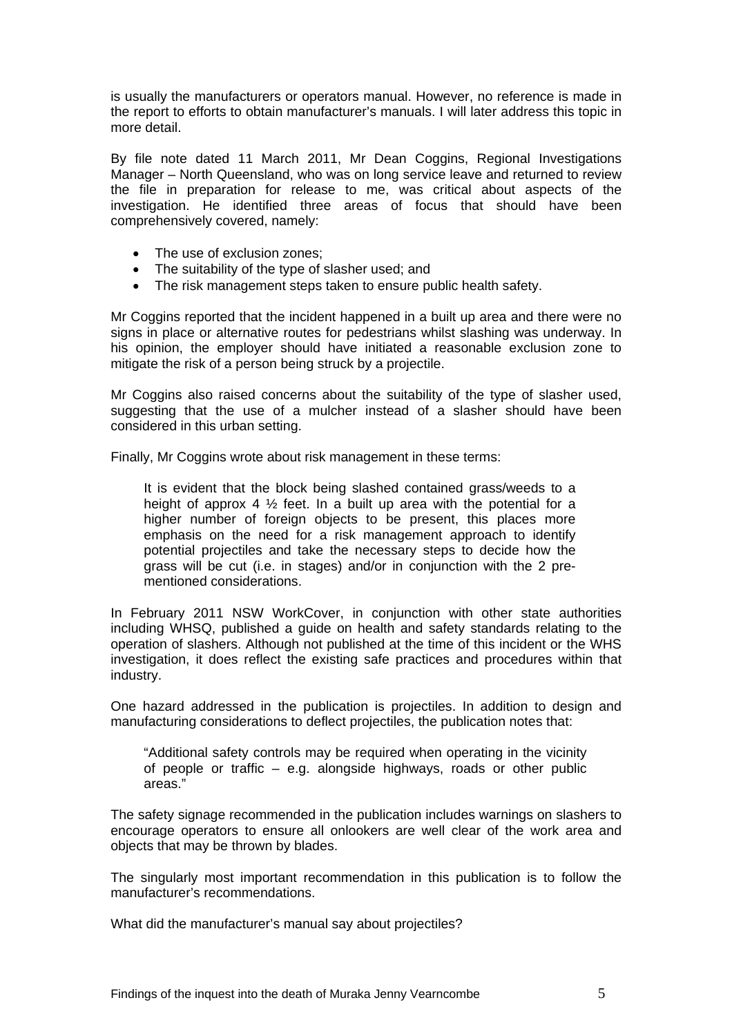is usually the manufacturers or operators manual. However, no reference is made in the report to efforts to obtain manufacturer's manuals. I will later address this topic in more detail.

By file note dated 11 March 2011, Mr Dean Coggins, Regional Investigations Manager – North Queensland, who was on long service leave and returned to review the file in preparation for release to me, was critical about aspects of the investigation. He identified three areas of focus that should have been comprehensively covered, namely:

- The use of exclusion zones;
- The suitability of the type of slasher used; and
- The risk management steps taken to ensure public health safety.

Mr Coggins reported that the incident happened in a built up area and there were no signs in place or alternative routes for pedestrians whilst slashing was underway. In his opinion, the employer should have initiated a reasonable exclusion zone to mitigate the risk of a person being struck by a projectile.

Mr Coggins also raised concerns about the suitability of the type of slasher used, suggesting that the use of a mulcher instead of a slasher should have been considered in this urban setting.

Finally, Mr Coggins wrote about risk management in these terms:

> It is evident that the block being slashed contained grass/weeds to a height of approx 4 ½ feet. In a built up area with the potential for a higher number of foreign objects to be present, this places more emphasis on the need for a risk management approach to identify potential projectiles and take the necessary steps to decide how the grass will be cut (i.e. in stages) and/or in conjunction with the 2 pre-mentioned considerations.

In February 2011 NSW WorkCover, in conjunction with other state authorities including WHSQ, published a guide on health and safety standards relating to the operation of slashers. Although not published at the time of this incident or the WHS investigation, it does reflect the existing safe practices and procedures within that industry.

One hazard addressed in the publication is projectiles. In addition to design and manufacturing considerations to deflect projectiles, the publication notes that:

> "Additional safety controls may be required when operating in the vicinity of people or traffic – e.g. alongside highways, roads or other public areas."

The safety signage recommended in the publication includes warnings on slashers to encourage operators to ensure all onlookers are well clear of the work area and objects that may be thrown by blades.

The singularly most important recommendation in this publication is to follow the manufacturer's recommendations.

What did the manufacturer's manual say about projectiles?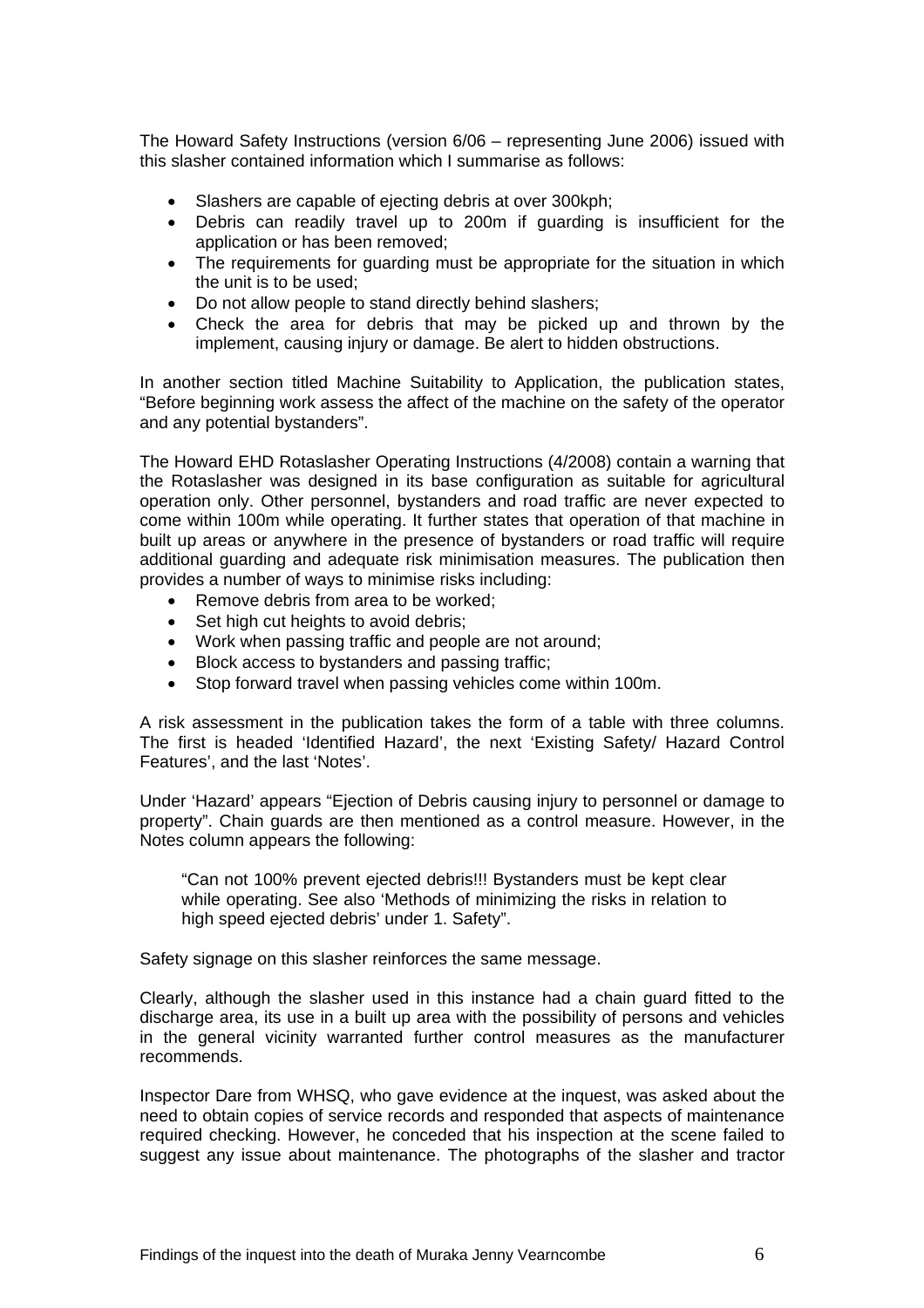The Howard Safety Instructions (version 6/06 – representing June 2006) issued with this slasher contained information which I summarise as follows:

- Slashers are capable of ejecting debris at over 300kph;
- Debris can readily travel up to 200m if guarding is insufficient for the application or has been removed;
- The requirements for guarding must be appropriate for the situation in which the unit is to be used;
- Do not allow people to stand directly behind slashers;
- Check the area for debris that may be picked up and thrown by the implement, causing injury or damage. Be alert to hidden obstructions.

In another section titled Machine Suitability to Application, the publication states, "Before beginning work assess the affect of the machine on the safety of the operator and any potential bystanders".

The Howard EHD Rotaslasher Operating Instructions (4/2008) contain a warning that the Rotaslasher was designed in its base configuration as suitable for agricultural operation only. Other personnel, bystanders and road traffic are never expected to come within 100m while operating. It further states that operation of that machine in built up areas or anywhere in the presence of bystanders or road traffic will require additional guarding and adequate risk minimisation measures. The publication then provides a number of ways to minimise risks including:

- Remove debris from area to be worked;
- Set high cut heights to avoid debris;
- Work when passing traffic and people are not around;
- Block access to bystanders and passing traffic;
- Stop forward travel when passing vehicles come within 100m.

A risk assessment in the publication takes the form of a table with three columns. The first is headed 'Identified Hazard', the next 'Existing Safety/ Hazard Control Features', and the last 'Notes'.

Under 'Hazard' appears "Ejection of Debris causing injury to personnel or damage to property". Chain guards are then mentioned as a control measure. However, in the Notes column appears the following:

> "Can not 100% prevent ejected debris!!! Bystanders must be kept clear while operating. See also 'Methods of minimizing the risks in relation to high speed ejected debris' under 1. Safety".

Safety signage on this slasher reinforces the same message.

Clearly, although the slasher used in this instance had a chain guard fitted to the discharge area, its use in a built up area with the possibility of persons and vehicles in the general vicinity warranted further control measures as the manufacturer recommends.

Inspector Dare from WHSQ, who gave evidence at the inquest, was asked about the need to obtain copies of service records and responded that aspects of maintenance required checking. However, he conceded that his inspection at the scene failed to suggest any issue about maintenance. The photographs of the slasher and tractor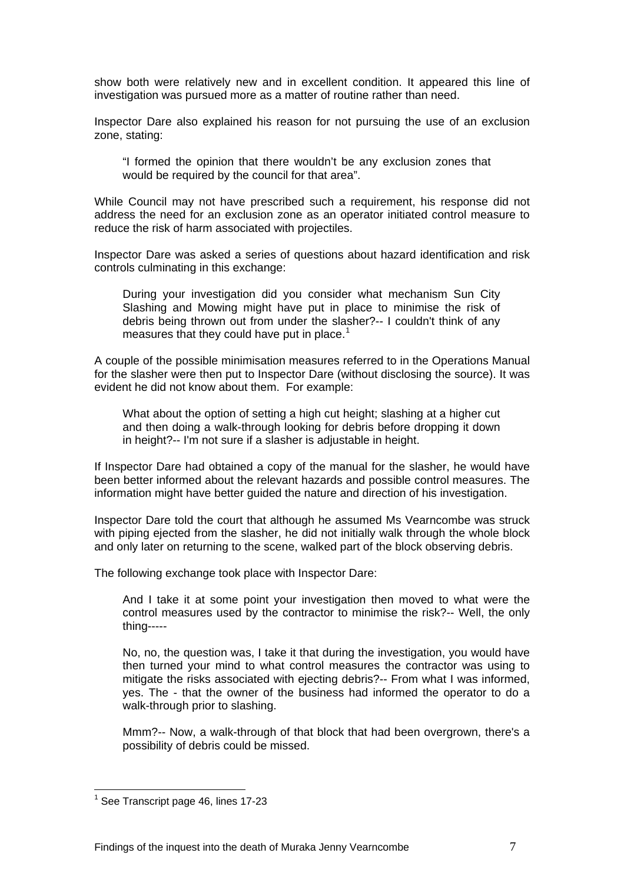show both were relatively new and in excellent condition. It appeared this line of investigation was pursued more as a matter of routine rather than need.

Inspector Dare also explained his reason for not pursuing the use of an exclusion zone, stating:

> "I formed the opinion that there wouldn't be any exclusion zones that would be required by the council for that area".

While Council may not have prescribed such a requirement, his response did not address the need for an exclusion zone as an operator initiated control measure to reduce the risk of harm associated with projectiles.

Inspector Dare was asked a series of questions about hazard identification and risk controls culminating in this exchange:

> During your investigation did you consider what mechanism Sun City Slashing and Mowing might have put in place to minimise the risk of debris being thrown out from under the slasher?-- I couldn't think of any measures that they could have put in place.[1]

A couple of the possible minimisation measures referred to in the Operations Manual for the slasher were then put to Inspector Dare (without disclosing the source). It was evident he did not know about them. For example:

> What about the option of setting a high cut height; slashing at a higher cut and then doing a walk-through looking for debris before dropping it down in height?-- I'm not sure if a slasher is adjustable in height.

If Inspector Dare had obtained a copy of the manual for the slasher, he would have been better informed about the relevant hazards and possible control measures. The information might have better guided the nature and direction of his investigation.

Inspector Dare told the court that although he assumed Ms Vearncombe was struck with piping ejected from the slasher, he did not initially walk through the whole block and only later on returning to the scene, walked part of the block observing debris.

The following exchange took place with Inspector Dare:

> And I take it at some point your investigation then moved to what were the control measures used by the contractor to minimise the risk?-- Well, the only thing-----
>
> No, no, the question was, I take it that during the investigation, you would have then turned your mind to what control measures the contractor was using to mitigate the risks associated with ejecting debris?-- From what I was informed, yes. The - that the owner of the business had informed the operator to do a walk-through prior to slashing.
>
> Mmm?-- Now, a walk-through of that block that had been overgrown, there's a possibility of debris could be missed.

---

[1] See Transcript page 46, lines 17-23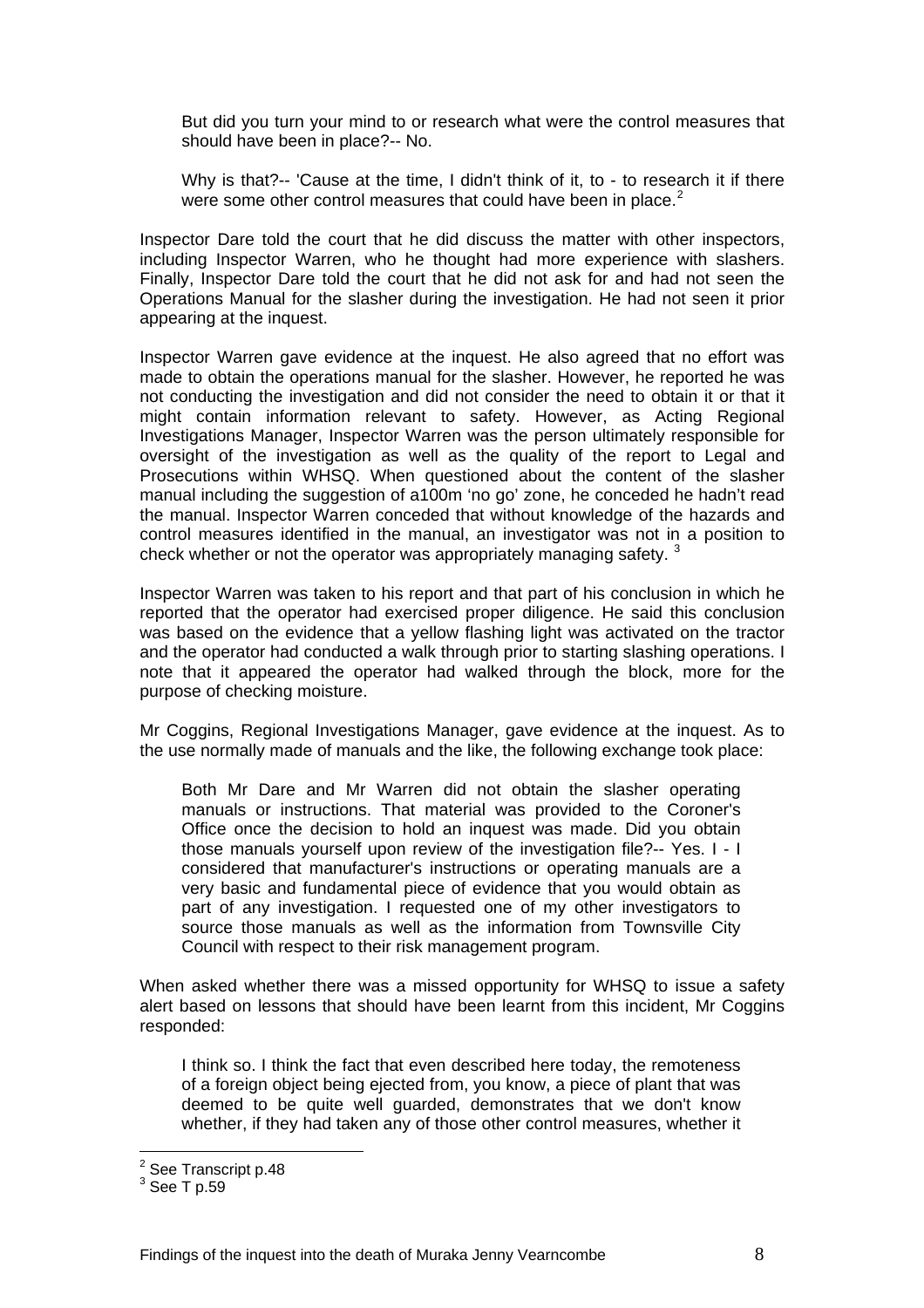> But did you turn your mind to or research what were the control measures that should have been in place?-- No.
>
> Why is that?-- 'Cause at the time, I didn't think of it, to - to research it if there were some other control measures that could have been in place.[2]

Inspector Dare told the court that he did discuss the matter with other inspectors, including Inspector Warren, who he thought had more experience with slashers. Finally, Inspector Dare told the court that he did not ask for and had not seen the Operations Manual for the slasher during the investigation. He had not seen it prior appearing at the inquest.

Inspector Warren gave evidence at the inquest. He also agreed that no effort was made to obtain the operations manual for the slasher. However, he reported he was not conducting the investigation and did not consider the need to obtain it or that it might contain information relevant to safety. However, as Acting Regional Investigations Manager, Inspector Warren was the person ultimately responsible for oversight of the investigation as well as the quality of the report to Legal and Prosecutions within WHSQ. When questioned about the content of the slasher manual including the suggestion of a100m 'no go' zone, he conceded he hadn't read the manual. Inspector Warren conceded that without knowledge of the hazards and control measures identified in the manual, an investigator was not in a position to check whether or not the operator was appropriately managing safety. [3]

Inspector Warren was taken to his report and that part of his conclusion in which he reported that the operator had exercised proper diligence. He said this conclusion was based on the evidence that a yellow flashing light was activated on the tractor and the operator had conducted a walk through prior to starting slashing operations. I note that it appeared the operator had walked through the block, more for the purpose of checking moisture.

Mr Coggins, Regional Investigations Manager, gave evidence at the inquest. As to the use normally made of manuals and the like, the following exchange took place:

> Both Mr Dare and Mr Warren did not obtain the slasher operating manuals or instructions. That material was provided to the Coroner's Office once the decision to hold an inquest was made. Did you obtain those manuals yourself upon review of the investigation file?-- Yes. I - I considered that manufacturer's instructions or operating manuals are a very basic and fundamental piece of evidence that you would obtain as part of any investigation. I requested one of my other investigators to source those manuals as well as the information from Townsville City Council with respect to their risk management program.

When asked whether there was a missed opportunity for WHSQ to issue a safety alert based on lessons that should have been learnt from this incident, Mr Coggins responded:

> I think so. I think the fact that even described here today, the remoteness of a foreign object being ejected from, you know, a piece of plant that was deemed to be quite well guarded, demonstrates that we don't know whether, if they had taken any of those other control measures, whether it

---

[2] See Transcript p.48

[3] See T p.59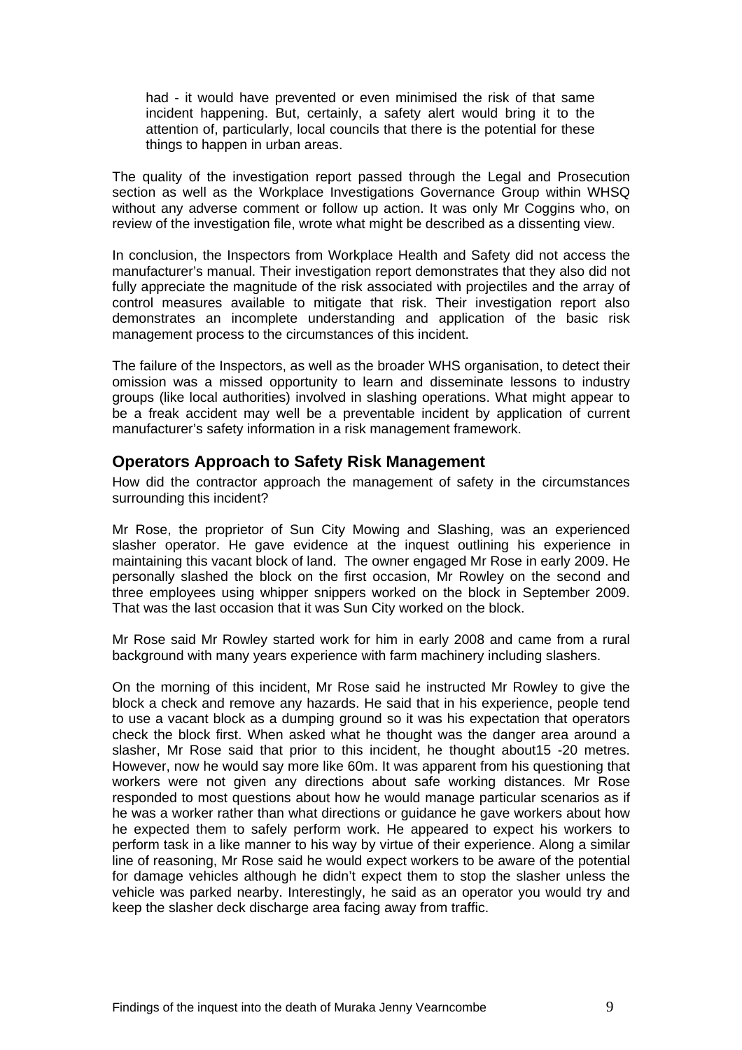had - it would have prevented or even minimised the risk of that same incident happening. But, certainly, a safety alert would bring it to the attention of, particularly, local councils that there is the potential for these things to happen in urban areas.

The quality of the investigation report passed through the Legal and Prosecution section as well as the Workplace Investigations Governance Group within WHSQ without any adverse comment or follow up action. It was only Mr Coggins who, on review of the investigation file, wrote what might be described as a dissenting view.

In conclusion, the Inspectors from Workplace Health and Safety did not access the manufacturer's manual. Their investigation report demonstrates that they also did not fully appreciate the magnitude of the risk associated with projectiles and the array of control measures available to mitigate that risk. Their investigation report also demonstrates an incomplete understanding and application of the basic risk management process to the circumstances of this incident.

The failure of the Inspectors, as well as the broader WHS organisation, to detect their omission was a missed opportunity to learn and disseminate lessons to industry groups (like local authorities) involved in slashing operations. What might appear to be a freak accident may well be a preventable incident by application of current manufacturer's safety information in a risk management framework.

## Operators Approach to Safety Risk Management

How did the contractor approach the management of safety in the circumstances surrounding this incident?

Mr Rose, the proprietor of Sun City Mowing and Slashing, was an experienced slasher operator. He gave evidence at the inquest outlining his experience in maintaining this vacant block of land. The owner engaged Mr Rose in early 2009. He personally slashed the block on the first occasion, Mr Rowley on the second and three employees using whipper snippers worked on the block in September 2009. That was the last occasion that it was Sun City worked on the block.

Mr Rose said Mr Rowley started work for him in early 2008 and came from a rural background with many years experience with farm machinery including slashers.

On the morning of this incident, Mr Rose said he instructed Mr Rowley to give the block a check and remove any hazards. He said that in his experience, people tend to use a vacant block as a dumping ground so it was his expectation that operators check the block first. When asked what he thought was the danger area around a slasher, Mr Rose said that prior to this incident, he thought about15 -20 metres. However, now he would say more like 60m. It was apparent from his questioning that workers were not given any directions about safe working distances. Mr Rose responded to most questions about how he would manage particular scenarios as if he was a worker rather than what directions or guidance he gave workers about how he expected them to safely perform work. He appeared to expect his workers to perform task in a like manner to his way by virtue of their experience. Along a similar line of reasoning, Mr Rose said he would expect workers to be aware of the potential for damage vehicles although he didn't expect them to stop the slasher unless the vehicle was parked nearby. Interestingly, he said as an operator you would try and keep the slasher deck discharge area facing away from traffic.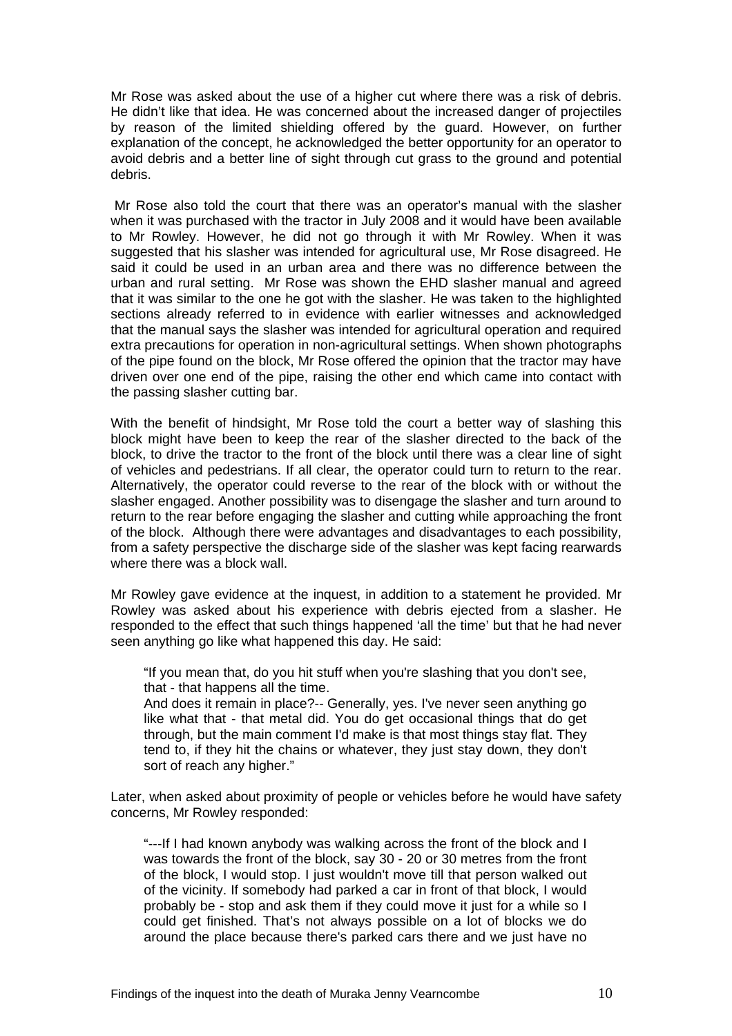Mr Rose was asked about the use of a higher cut where there was a risk of debris. He didn't like that idea. He was concerned about the increased danger of projectiles by reason of the limited shielding offered by the guard. However, on further explanation of the concept, he acknowledged the better opportunity for an operator to avoid debris and a better line of sight through cut grass to the ground and potential debris.

Mr Rose also told the court that there was an operator's manual with the slasher when it was purchased with the tractor in July 2008 and it would have been available to Mr Rowley. However, he did not go through it with Mr Rowley. When it was suggested that his slasher was intended for agricultural use, Mr Rose disagreed. He said it could be used in an urban area and there was no difference between the urban and rural setting. Mr Rose was shown the EHD slasher manual and agreed that it was similar to the one he got with the slasher. He was taken to the highlighted sections already referred to in evidence with earlier witnesses and acknowledged that the manual says the slasher was intended for agricultural operation and required extra precautions for operation in non-agricultural settings. When shown photographs of the pipe found on the block, Mr Rose offered the opinion that the tractor may have driven over one end of the pipe, raising the other end which came into contact with the passing slasher cutting bar.

With the benefit of hindsight, Mr Rose told the court a better way of slashing this block might have been to keep the rear of the slasher directed to the back of the block, to drive the tractor to the front of the block until there was a clear line of sight of vehicles and pedestrians. If all clear, the operator could turn to return to the rear. Alternatively, the operator could reverse to the rear of the block with or without the slasher engaged. Another possibility was to disengage the slasher and turn around to return to the rear before engaging the slasher and cutting while approaching the front of the block. Although there were advantages and disadvantages to each possibility, from a safety perspective the discharge side of the slasher was kept facing rearwards where there was a block wall.

Mr Rowley gave evidence at the inquest, in addition to a statement he provided. Mr Rowley was asked about his experience with debris ejected from a slasher. He responded to the effect that such things happened 'all the time' but that he had never seen anything go like what happened this day. He said:

> "If you mean that, do you hit stuff when you're slashing that you don't see, that - that happens all the time.
> And does it remain in place?-- Generally, yes. I've never seen anything go like what that - that metal did. You do get occasional things that do get through, but the main comment I'd make is that most things stay flat. They tend to, if they hit the chains or whatever, they just stay down, they don't sort of reach any higher."

Later, when asked about proximity of people or vehicles before he would have safety concerns, Mr Rowley responded:

> "---If I had known anybody was walking across the front of the block and I was towards the front of the block, say 30 - 20 or 30 metres from the front of the block, I would stop. I just wouldn't move till that person walked out of the vicinity. If somebody had parked a car in front of that block, I would probably be - stop and ask them if they could move it just for a while so I could get finished. That's not always possible on a lot of blocks we do around the place because there's parked cars there and we just have no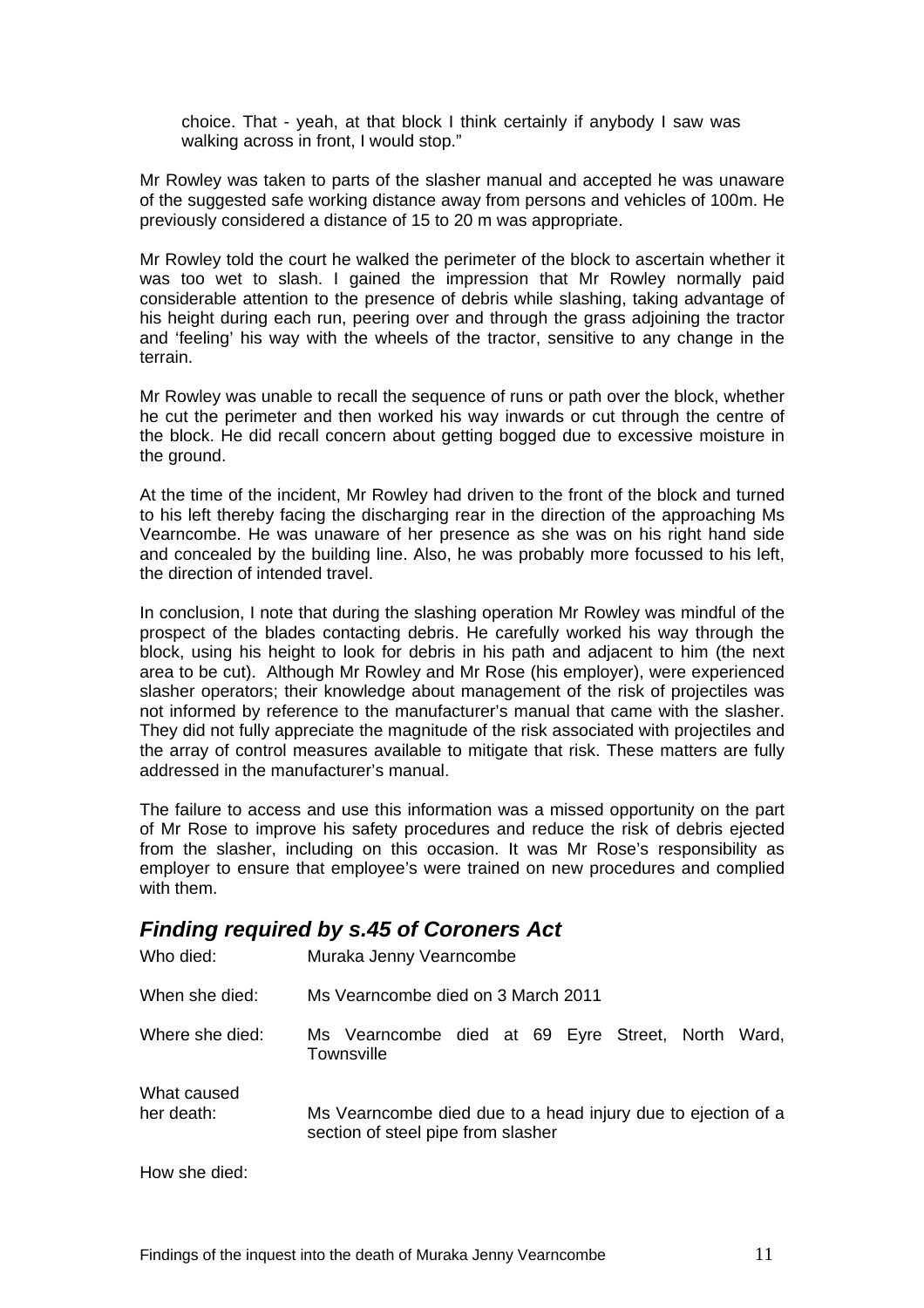choice. That - yeah, at that block I think certainly if anybody I saw was walking across in front, I would stop."

Mr Rowley was taken to parts of the slasher manual and accepted he was unaware of the suggested safe working distance away from persons and vehicles of 100m. He previously considered a distance of 15 to 20 m was appropriate.

Mr Rowley told the court he walked the perimeter of the block to ascertain whether it was too wet to slash. I gained the impression that Mr Rowley normally paid considerable attention to the presence of debris while slashing, taking advantage of his height during each run, peering over and through the grass adjoining the tractor and 'feeling' his way with the wheels of the tractor, sensitive to any change in the terrain.

Mr Rowley was unable to recall the sequence of runs or path over the block, whether he cut the perimeter and then worked his way inwards or cut through the centre of the block. He did recall concern about getting bogged due to excessive moisture in the ground.

At the time of the incident, Mr Rowley had driven to the front of the block and turned to his left thereby facing the discharging rear in the direction of the approaching Ms Vearncombe. He was unaware of her presence as she was on his right hand side and concealed by the building line. Also, he was probably more focussed to his left, the direction of intended travel.

In conclusion, I note that during the slashing operation Mr Rowley was mindful of the prospect of the blades contacting debris. He carefully worked his way through the block, using his height to look for debris in his path and adjacent to him (the next area to be cut). Although Mr Rowley and Mr Rose (his employer), were experienced slasher operators; their knowledge about management of the risk of projectiles was not informed by reference to the manufacturer's manual that came with the slasher. They did not fully appreciate the magnitude of the risk associated with projectiles and the array of control measures available to mitigate that risk. These matters are fully addressed in the manufacturer's manual.

The failure to access and use this information was a missed opportunity on the part of Mr Rose to improve his safety procedures and reduce the risk of debris ejected from the slasher, including on this occasion. It was Mr Rose's responsibility as employer to ensure that employee's were trained on new procedures and complied with them.

## *Finding required by s.45 of Coroners Act*

Who died: Muraka Jenny Vearncombe

When she died: Ms Vearncombe died on 3 March 2011

Where she died: Ms Vearncombe died at 69 Eyre Street, North Ward, Townsville

What caused her death: Ms Vearncombe died due to a head injury due to ejection of a section of steel pipe from slasher

How she died: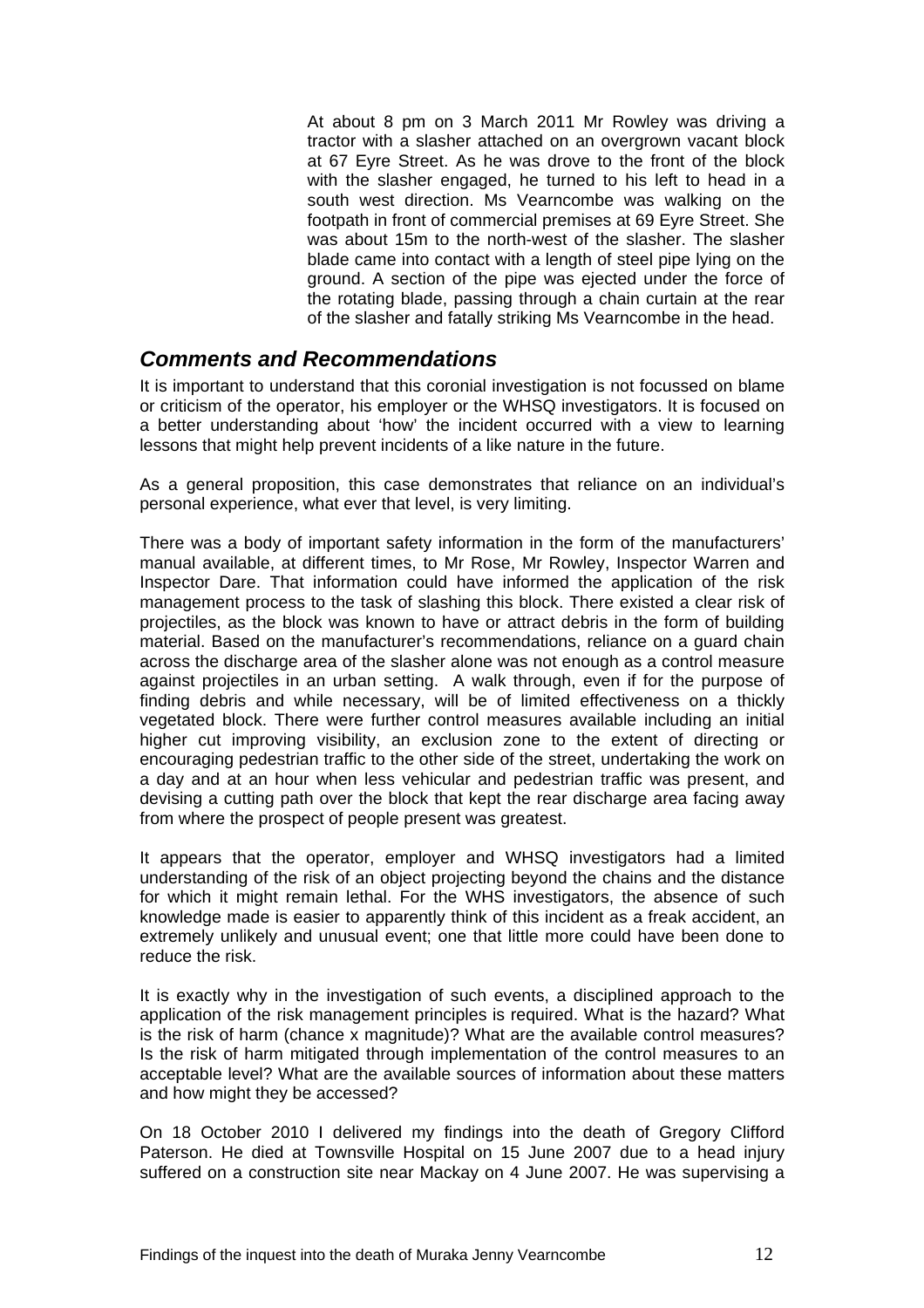At about 8 pm on 3 March 2011 Mr Rowley was driving a tractor with a slasher attached on an overgrown vacant block at 67 Eyre Street. As he was drove to the front of the block with the slasher engaged, he turned to his left to head in a south west direction. Ms Vearncombe was walking on the footpath in front of commercial premises at 69 Eyre Street. She was about 15m to the north-west of the slasher. The slasher blade came into contact with a length of steel pipe lying on the ground. A section of the pipe was ejected under the force of the rotating blade, passing through a chain curtain at the rear of the slasher and fatally striking Ms Vearncombe in the head.

## *Comments and Recommendations*

It is important to understand that this coronial investigation is not focussed on blame or criticism of the operator, his employer or the WHSQ investigators. It is focused on a better understanding about 'how' the incident occurred with a view to learning lessons that might help prevent incidents of a like nature in the future.

As a general proposition, this case demonstrates that reliance on an individual's personal experience, what ever that level, is very limiting.

There was a body of important safety information in the form of the manufacturers' manual available, at different times, to Mr Rose, Mr Rowley, Inspector Warren and Inspector Dare. That information could have informed the application of the risk management process to the task of slashing this block. There existed a clear risk of projectiles, as the block was known to have or attract debris in the form of building material. Based on the manufacturer's recommendations, reliance on a guard chain across the discharge area of the slasher alone was not enough as a control measure against projectiles in an urban setting. A walk through, even if for the purpose of finding debris and while necessary, will be of limited effectiveness on a thickly vegetated block. There were further control measures available including an initial higher cut improving visibility, an exclusion zone to the extent of directing or encouraging pedestrian traffic to the other side of the street, undertaking the work on a day and at an hour when less vehicular and pedestrian traffic was present, and devising a cutting path over the block that kept the rear discharge area facing away from where the prospect of people present was greatest.

It appears that the operator, employer and WHSQ investigators had a limited understanding of the risk of an object projecting beyond the chains and the distance for which it might remain lethal. For the WHS investigators, the absence of such knowledge made is easier to apparently think of this incident as a freak accident, an extremely unlikely and unusual event; one that little more could have been done to reduce the risk.

It is exactly why in the investigation of such events, a disciplined approach to the application of the risk management principles is required. What is the hazard? What is the risk of harm (chance x magnitude)? What are the available control measures? Is the risk of harm mitigated through implementation of the control measures to an acceptable level? What are the available sources of information about these matters and how might they be accessed?

On 18 October 2010 I delivered my findings into the death of Gregory Clifford Paterson. He died at Townsville Hospital on 15 June 2007 due to a head injury suffered on a construction site near Mackay on 4 June 2007. He was supervising a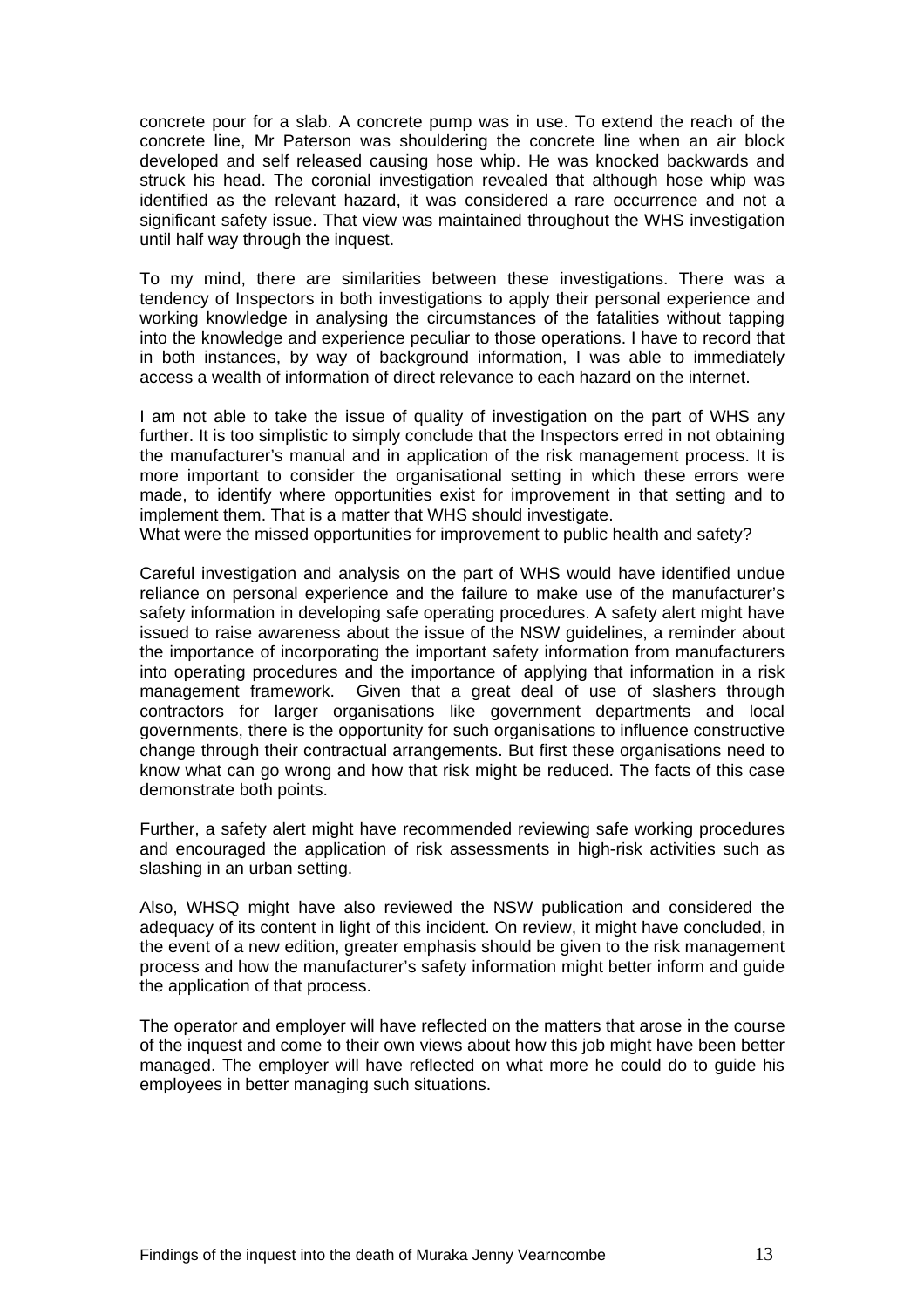concrete pour for a slab. A concrete pump was in use. To extend the reach of the concrete line, Mr Paterson was shouldering the concrete line when an air block developed and self released causing hose whip. He was knocked backwards and struck his head. The coronial investigation revealed that although hose whip was identified as the relevant hazard, it was considered a rare occurrence and not a significant safety issue. That view was maintained throughout the WHS investigation until half way through the inquest.

To my mind, there are similarities between these investigations. There was a tendency of Inspectors in both investigations to apply their personal experience and working knowledge in analysing the circumstances of the fatalities without tapping into the knowledge and experience peculiar to those operations. I have to record that in both instances, by way of background information, I was able to immediately access a wealth of information of direct relevance to each hazard on the internet.

I am not able to take the issue of quality of investigation on the part of WHS any further. It is too simplistic to simply conclude that the Inspectors erred in not obtaining the manufacturer's manual and in application of the risk management process. It is more important to consider the organisational setting in which these errors were made, to identify where opportunities exist for improvement in that setting and to implement them. That is a matter that WHS should investigate.

What were the missed opportunities for improvement to public health and safety?

Careful investigation and analysis on the part of WHS would have identified undue reliance on personal experience and the failure to make use of the manufacturer's safety information in developing safe operating procedures. A safety alert might have issued to raise awareness about the issue of the NSW guidelines, a reminder about the importance of incorporating the important safety information from manufacturers into operating procedures and the importance of applying that information in a risk management framework. Given that a great deal of use of slashers through contractors for larger organisations like government departments and local governments, there is the opportunity for such organisations to influence constructive change through their contractual arrangements. But first these organisations need to know what can go wrong and how that risk might be reduced. The facts of this case demonstrate both points.

Further, a safety alert might have recommended reviewing safe working procedures and encouraged the application of risk assessments in high-risk activities such as slashing in an urban setting.

Also, WHSQ might have also reviewed the NSW publication and considered the adequacy of its content in light of this incident. On review, it might have concluded, in the event of a new edition, greater emphasis should be given to the risk management process and how the manufacturer's safety information might better inform and guide the application of that process.

The operator and employer will have reflected on the matters that arose in the course of the inquest and come to their own views about how this job might have been better managed. The employer will have reflected on what more he could do to guide his employees in better managing such situations.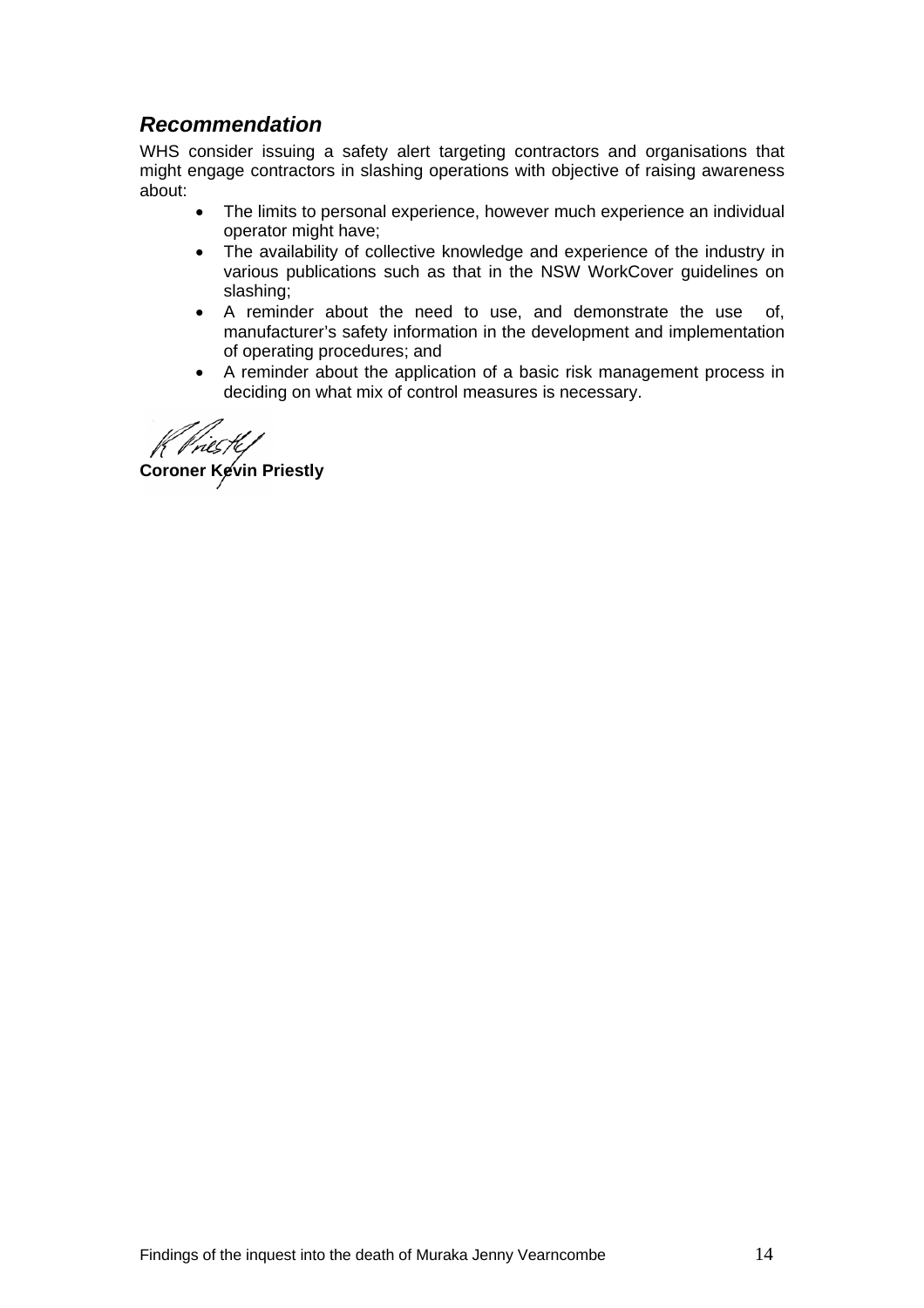## *Recommendation*

WHS consider issuing a safety alert targeting contractors and organisations that might engage contractors in slashing operations with objective of raising awareness about:

- The limits to personal experience, however much experience an individual operator might have;
- The availability of collective knowledge and experience of the industry in various publications such as that in the NSW WorkCover guidelines on slashing;
- A reminder about the need to use, and demonstrate the use of, manufacturer's safety information in the development and implementation of operating procedures; and
- A reminder about the application of a basic risk management process in deciding on what mix of control measures is necessary.

**Coroner Kevin Priestly**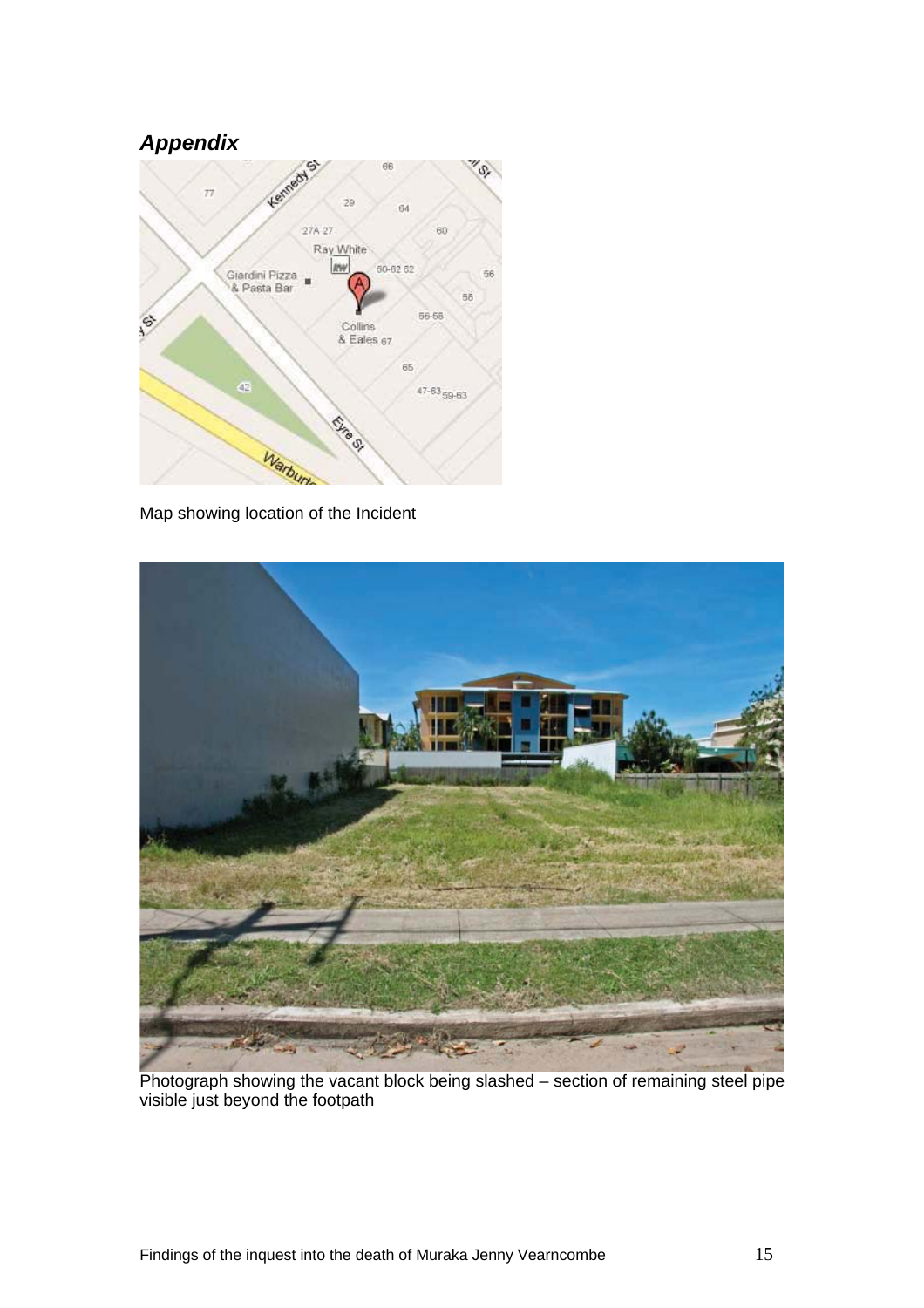## *Appendix*

Map showing location of the Incident

Photograph showing the vacant block being slashed – section of remaining steel pipe visible just beyond the footpath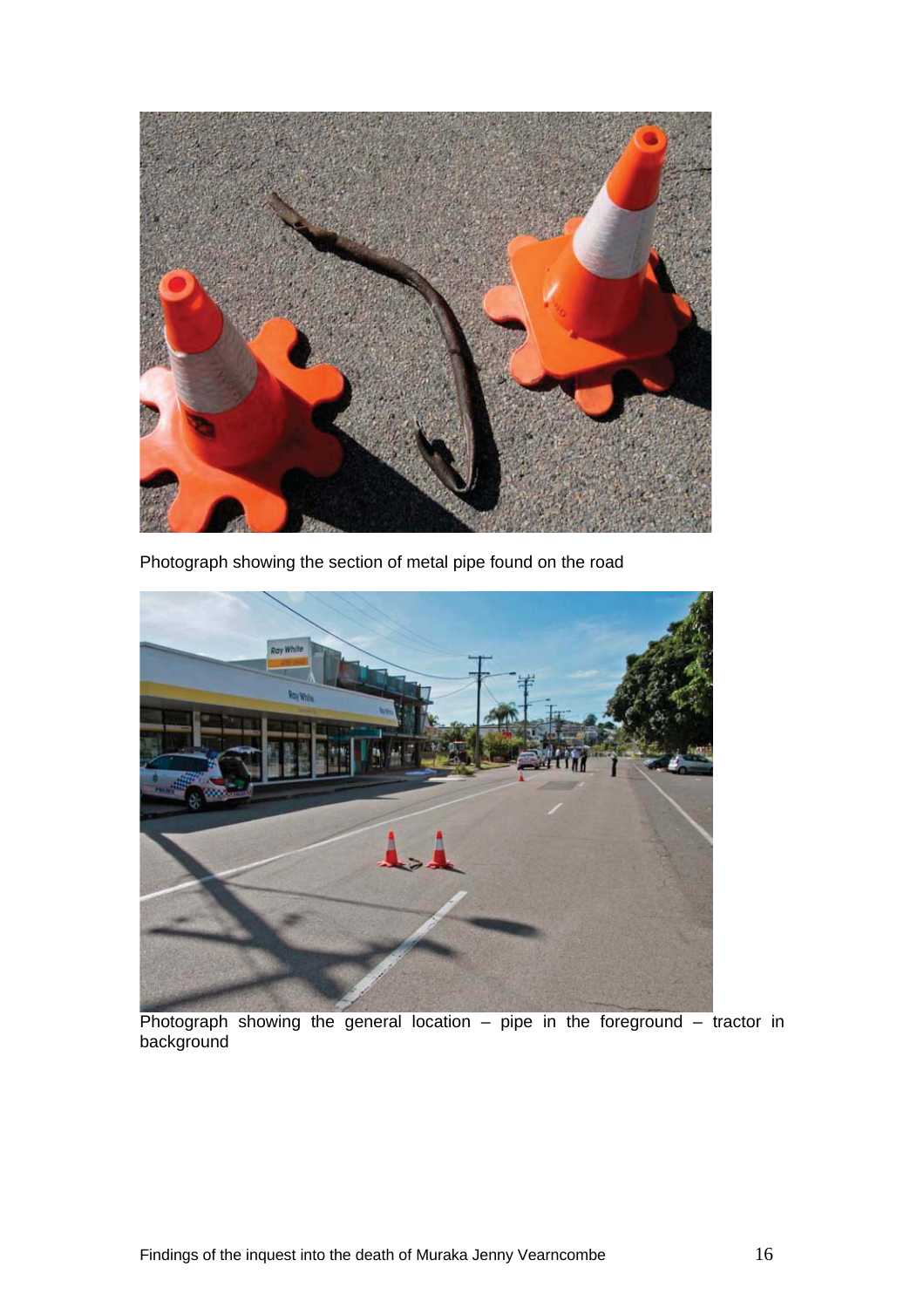Photograph showing the section of metal pipe found on the road

Photograph showing the general location – pipe in the foreground – tractor in background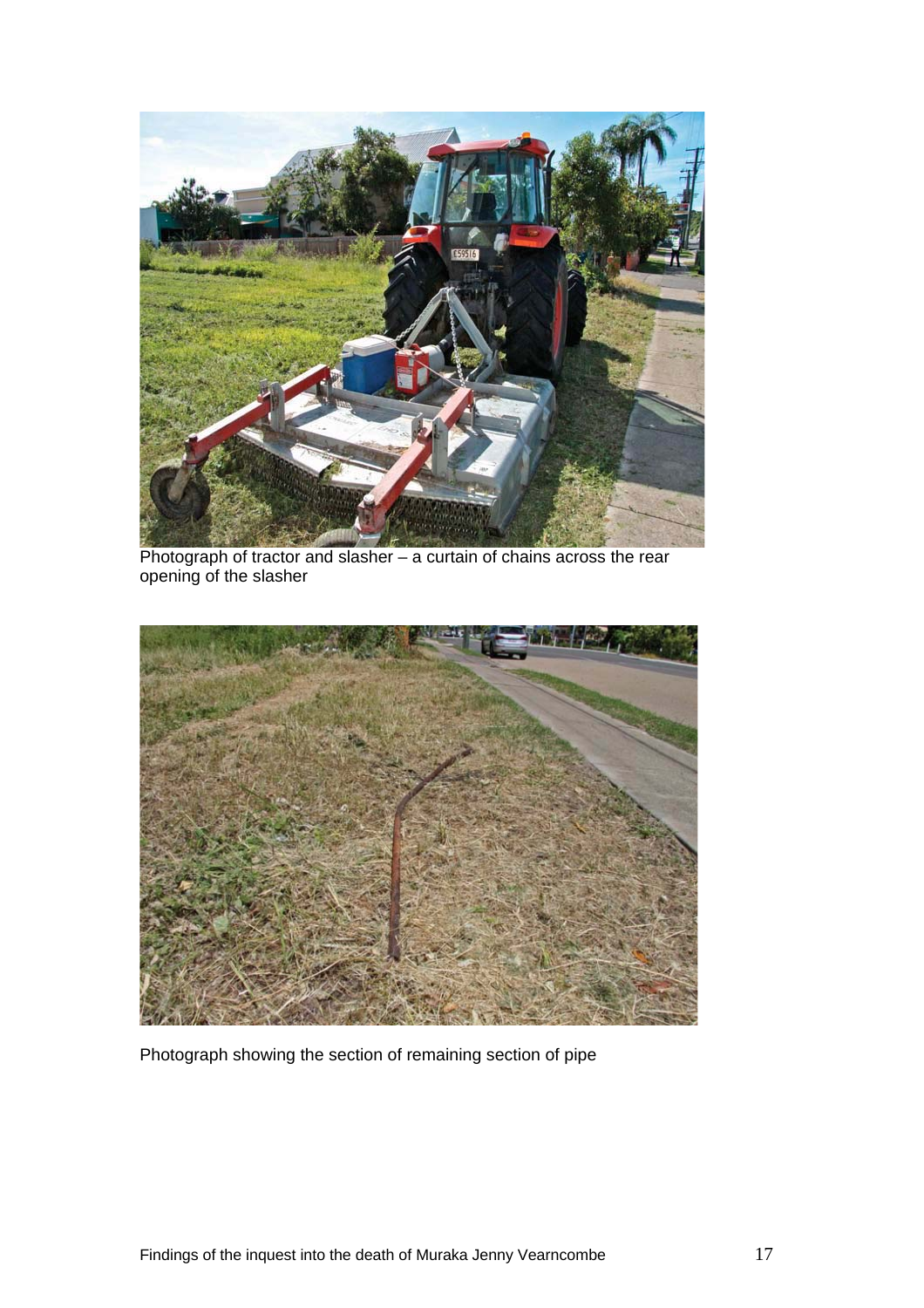Photograph of tractor and slasher – a curtain of chains across the rear opening of the slasher

Photograph showing the section of remaining section of pipe